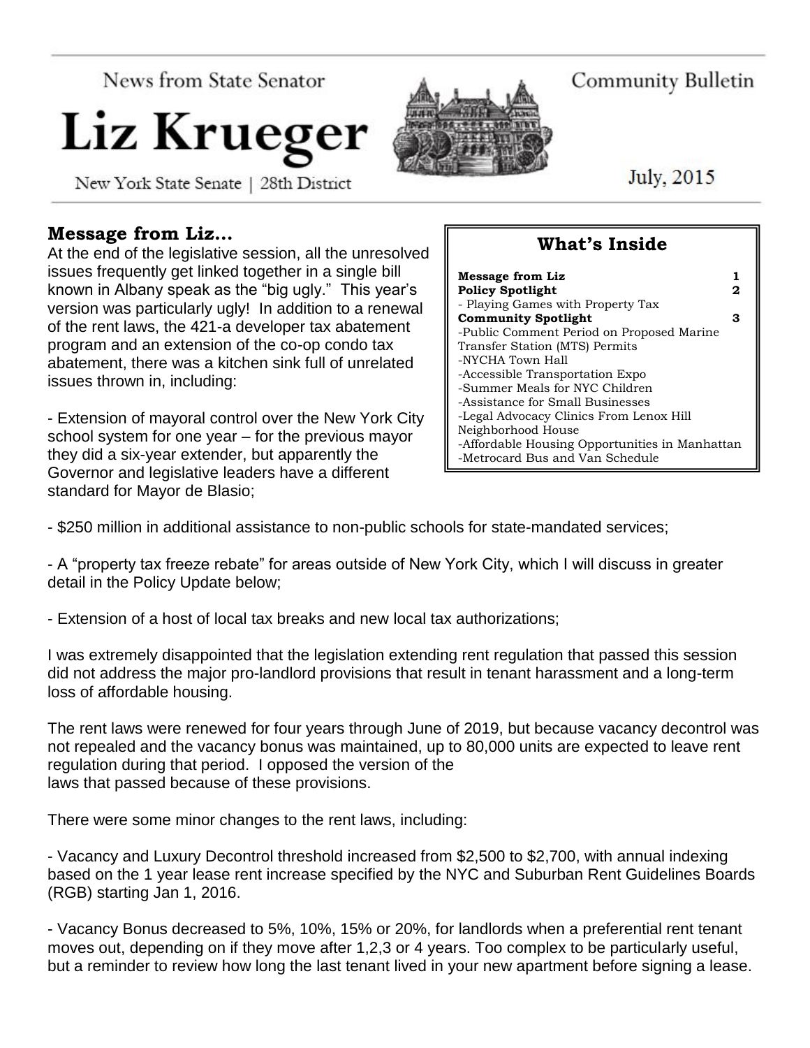News from State Senator

# Liz Krueger

New York State Senate | 28th District

Community Bulletin

July, 2015

## Message from Liz...

At the end of the legislative session, all the unresolved issues frequently get linked together in a single bill known in Albany speak as the "big ugly." This year's version was particularly ugly! In addition to a renewal of the rent laws, the 421-a developer tax abatement program and an extension of the co-op condo tax abatement, there was a kitchen sink full of unrelated issues thrown in, including:

- Extension of mayoral control over the New York City school system for one year – for the previous mayor they did a six-year extender, but apparently the Governor and legislative leaders have a different standard for Mayor de Blasio;

- $250 million in additional assistance to non-public schools for state-mandated services;

- A "property tax freeze rebate" for areas outside of New York City, which I will discuss in greater detail in the Policy Update below;

- Extension of a host of local tax breaks and new local tax authorizations;

I was extremely disappointed that the legislation extending rent regulation that passed this session did not address the major pro-landlord provisions that result in tenant harassment and a long-term loss of affordable housing.

The rent laws were renewed for four years through June of 2019, but because vacancy decontrol was not repealed and the vacancy bonus was maintained, up to 80,000 units are expected to leave rent regulation during that period. I opposed the version of the laws that passed because of these provisions.

There were some minor changes to the rent laws, including:

- Vacancy and Luxury Decontrol threshold increased from $2,500 to $2,700, with annual indexing based on the 1 year lease rent increase specified by the NYC and Suburban Rent Guidelines Boards (RGB) starting Jan 1, 2016.

- Vacancy Bonus decreased to 5%, 10%, 15% or 20%, for landlords when a preferential rent tenant moves out, depending on if they move after 1,2,3 or 4 years. Too complex to be particularly useful, but a reminder to review how long the last tenant lived in your new apartment before signing a lease.

## What's Inside

| | |
|---|---|
| **Message from Liz** | **1** |
| **Policy Spotlight** | **2** |
| - Playing Games with Property Tax | |
| **Community Spotlight** | **3** |
| -Public Comment Period on Proposed Marine Transfer Station (MTS) Permits | |
| -NYCHA Town Hall | |
| -Accessible Transportation Expo | |
| -Summer Meals for NYC Children | |
| -Assistance for Small Businesses | |
| -Legal Advocacy Clinics From Lenox Hill Neighborhood House | |
| -Affordable Housing Opportunities in Manhattan | |
| -Metrocard Bus and Van Schedule | |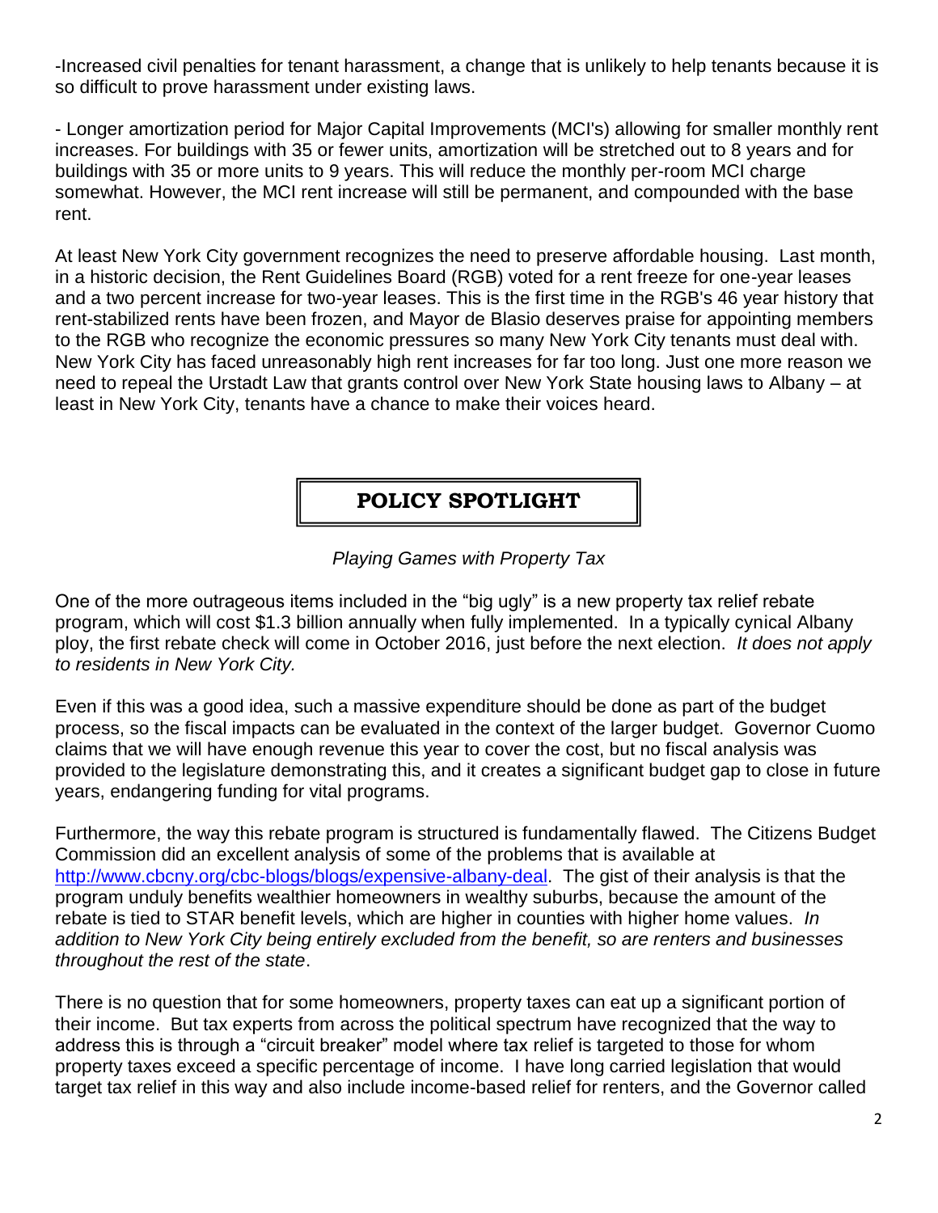-Increased civil penalties for tenant harassment, a change that is unlikely to help tenants because it is so difficult to prove harassment under existing laws.

- Longer amortization period for Major Capital Improvements (MCI's) allowing for smaller monthly rent increases. For buildings with 35 or fewer units, amortization will be stretched out to 8 years and for buildings with 35 or more units to 9 years. This will reduce the monthly per-room MCI charge somewhat. However, the MCI rent increase will still be permanent, and compounded with the base rent.

At least New York City government recognizes the need to preserve affordable housing. Last month, in a historic decision, the Rent Guidelines Board (RGB) voted for a rent freeze for one-year leases and a two percent increase for two-year leases. This is the first time in the RGB's 46 year history that rent-stabilized rents have been frozen, and Mayor de Blasio deserves praise for appointing members to the RGB who recognize the economic pressures so many New York City tenants must deal with. New York City has faced unreasonably high rent increases for far too long. Just one more reason we need to repeal the Urstadt Law that grants control over New York State housing laws to Albany – at least in New York City, tenants have a chance to make their voices heard.

## POLICY SPOTLIGHT

*Playing Games with Property Tax*

One of the more outrageous items included in the "big ugly" is a new property tax relief rebate program, which will cost $1.3 billion annually when fully implemented. In a typically cynical Albany ploy, the first rebate check will come in October 2016, just before the next election. *It does not apply to residents in New York City.*

Even if this was a good idea, such a massive expenditure should be done as part of the budget process, so the fiscal impacts can be evaluated in the context of the larger budget. Governor Cuomo claims that we will have enough revenue this year to cover the cost, but no fiscal analysis was provided to the legislature demonstrating this, and it creates a significant budget gap to close in future years, endangering funding for vital programs.

Furthermore, the way this rebate program is structured is fundamentally flawed. The Citizens Budget Commission did an excellent analysis of some of the problems that is available at [http://www.cbcny.org/cbc-blogs/blogs/expensive-albany-deal](http://www.cbcny.org/cbc-blogs/blogs/expensive-albany-deal). The gist of their analysis is that the program unduly benefits wealthier homeowners in wealthy suburbs, because the amount of the rebate is tied to STAR benefit levels, which are higher in counties with higher home values. *In addition to New York City being entirely excluded from the benefit, so are renters and businesses throughout the rest of the state*.

There is no question that for some homeowners, property taxes can eat up a significant portion of their income. But tax experts from across the political spectrum have recognized that the way to address this is through a "circuit breaker" model where tax relief is targeted to those for whom property taxes exceed a specific percentage of income. I have long carried legislation that would target tax relief in this way and also include income-based relief for renters, and the Governor called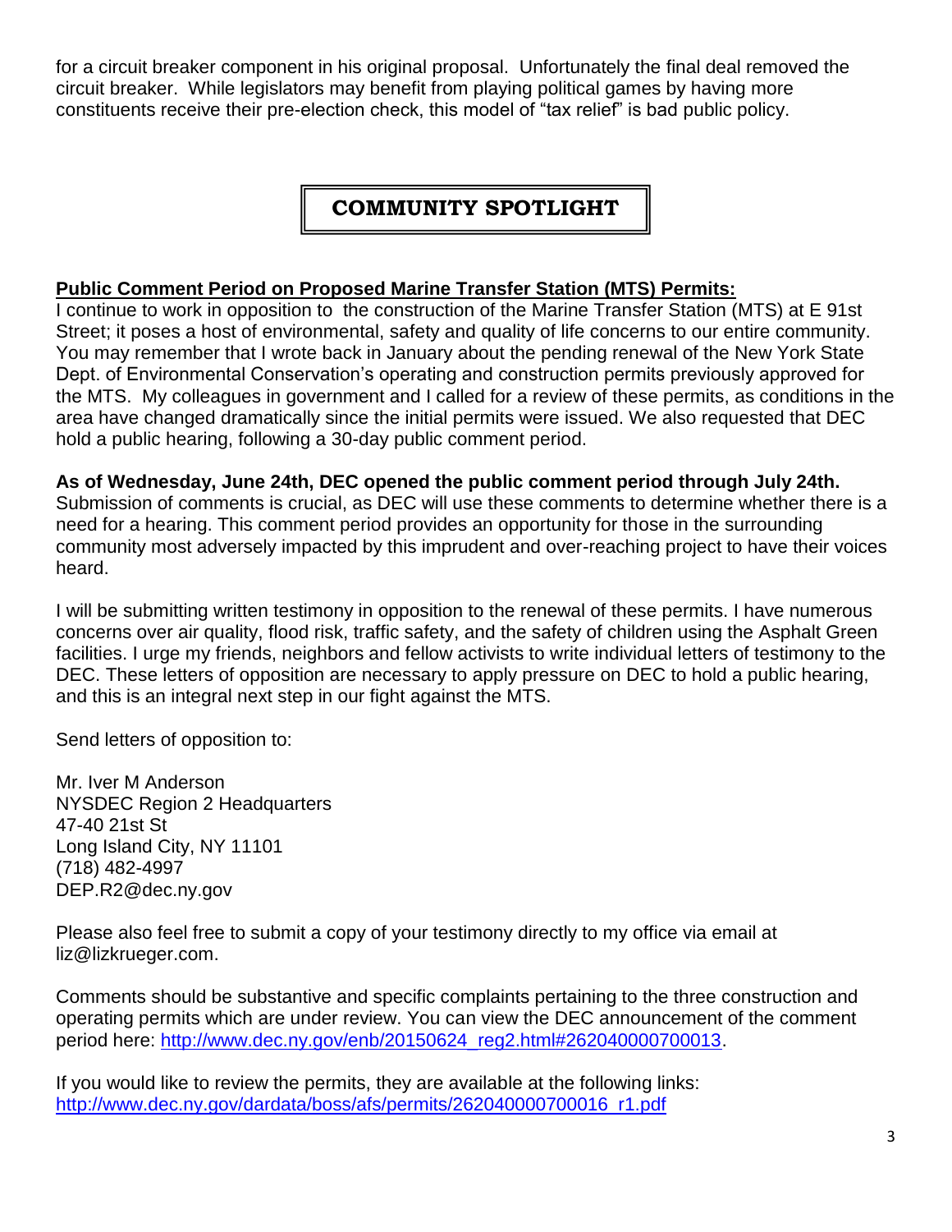for a circuit breaker component in his original proposal. Unfortunately the final deal removed the circuit breaker. While legislators may benefit from playing political games by having more constituents receive their pre-election check, this model of "tax relief" is bad public policy.

## COMMUNITY SPOTLIGHT

**Public Comment Period on Proposed Marine Transfer Station (MTS) Permits:**

I continue to work in opposition to the construction of the Marine Transfer Station (MTS) at E 91st Street; it poses a host of environmental, safety and quality of life concerns to our entire community. You may remember that I wrote back in January about the pending renewal of the New York State Dept. of Environmental Conservation's operating and construction permits previously approved for the MTS. My colleagues in government and I called for a review of these permits, as conditions in the area have changed dramatically since the initial permits were issued. We also requested that DEC hold a public hearing, following a 30-day public comment period.

**As of Wednesday, June 24th, DEC opened the public comment period through July 24th.** Submission of comments is crucial, as DEC will use these comments to determine whether there is a need for a hearing. This comment period provides an opportunity for those in the surrounding community most adversely impacted by this imprudent and over-reaching project to have their voices heard.

I will be submitting written testimony in opposition to the renewal of these permits. I have numerous concerns over air quality, flood risk, traffic safety, and the safety of children using the Asphalt Green facilities. I urge my friends, neighbors and fellow activists to write individual letters of testimony to the DEC. These letters of opposition are necessary to apply pressure on DEC to hold a public hearing, and this is an integral next step in our fight against the MTS.

Send letters of opposition to:

Mr. Iver M Anderson
NYSDEC Region 2 Headquarters
47-40 21st St
Long Island City, NY 11101
(718) 482-4997
DEP.R2@dec.ny.gov

Please also feel free to submit a copy of your testimony directly to my office via email at liz@lizkrueger.com.

Comments should be substantive and specific complaints pertaining to the three construction and operating permits which are under review. You can view the DEC announcement of the comment period here: http://www.dec.ny.gov/enb/20150624_reg2.html#262040000700013.

If you would like to review the permits, they are available at the following links:
http://www.dec.ny.gov/dardata/boss/afs/permits/262040000700016_r1.pdf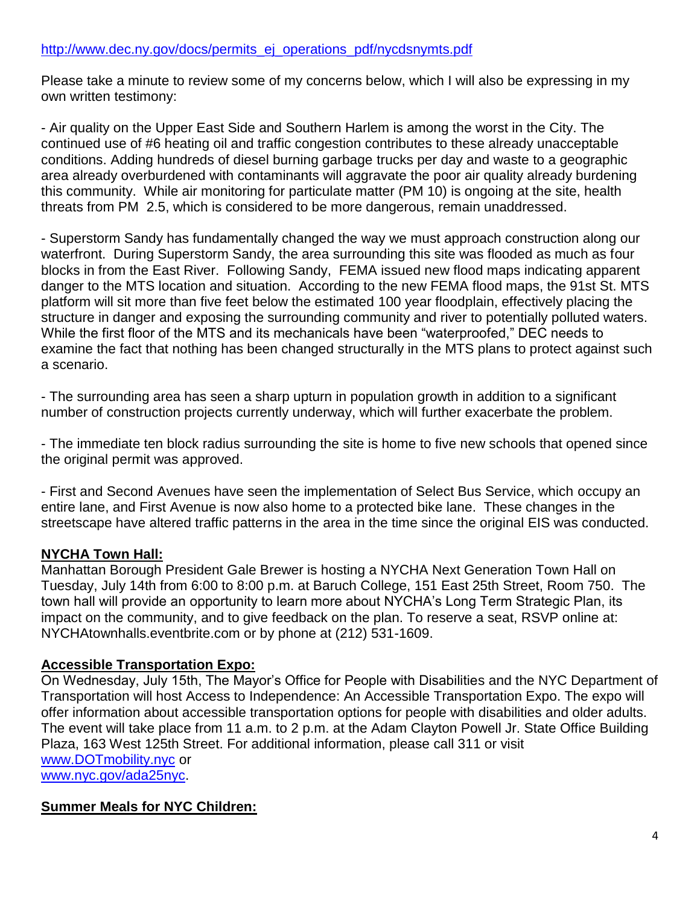http://www.dec.ny.gov/docs/permits_ej_operations_pdf/nycdsnymts.pdf

Please take a minute to review some of my concerns below, which I will also be expressing in my own written testimony:

- Air quality on the Upper East Side and Southern Harlem is among the worst in the City. The continued use of #6 heating oil and traffic congestion contributes to these already unacceptable conditions. Adding hundreds of diesel burning garbage trucks per day and waste to a geographic area already overburdened with contaminants will aggravate the poor air quality already burdening this community. While air monitoring for particulate matter (PM 10) is ongoing at the site, health threats from PM 2.5, which is considered to be more dangerous, remain unaddressed.

- Superstorm Sandy has fundamentally changed the way we must approach construction along our waterfront. During Superstorm Sandy, the area surrounding this site was flooded as much as four blocks in from the East River. Following Sandy, FEMA issued new flood maps indicating apparent danger to the MTS location and situation. According to the new FEMA flood maps, the 91st St. MTS platform will sit more than five feet below the estimated 100 year floodplain, effectively placing the structure in danger and exposing the surrounding community and river to potentially polluted waters. While the first floor of the MTS and its mechanicals have been "waterproofed," DEC needs to examine the fact that nothing has been changed structurally in the MTS plans to protect against such a scenario.

- The surrounding area has seen a sharp upturn in population growth in addition to a significant number of construction projects currently underway, which will further exacerbate the problem.

- The immediate ten block radius surrounding the site is home to five new schools that opened since the original permit was approved.

- First and Second Avenues have seen the implementation of Select Bus Service, which occupy an entire lane, and First Avenue is now also home to a protected bike lane. These changes in the streetscape have altered traffic patterns in the area in the time since the original EIS was conducted.

**NYCHA Town Hall:**

Manhattan Borough President Gale Brewer is hosting a NYCHA Next Generation Town Hall on Tuesday, July 14th from 6:00 to 8:00 p.m. at Baruch College, 151 East 25th Street, Room 750. The town hall will provide an opportunity to learn more about NYCHA's Long Term Strategic Plan, its impact on the community, and to give feedback on the plan. To reserve a seat, RSVP online at: NYCHAtownhalls.eventbrite.com or by phone at (212) 531-1609.

**Accessible Transportation Expo:**

On Wednesday, July 15th, The Mayor's Office for People with Disabilities and the NYC Department of Transportation will host Access to Independence: An Accessible Transportation Expo. The expo will offer information about accessible transportation options for people with disabilities and older adults. The event will take place from 11 a.m. to 2 p.m. at the Adam Clayton Powell Jr. State Office Building Plaza, 163 West 125th Street. For additional information, please call 311 or visit www.DOTmobility.nyc or www.nyc.gov/ada25nyc.

**Summer Meals for NYC Children:**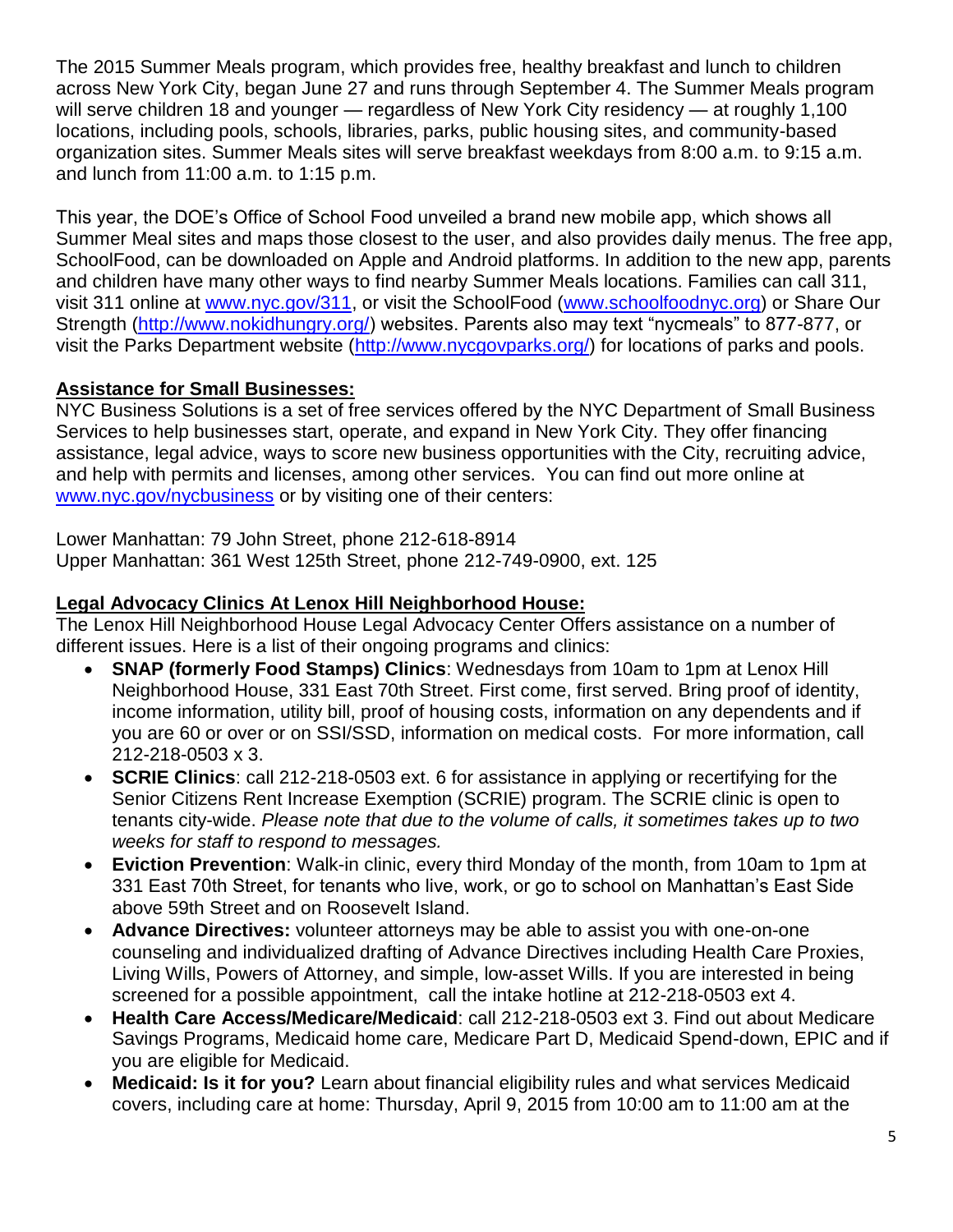The 2015 Summer Meals program, which provides free, healthy breakfast and lunch to children across New York City, began June 27 and runs through September 4. The Summer Meals program will serve children 18 and younger — regardless of New York City residency — at roughly 1,100 locations, including pools, schools, libraries, parks, public housing sites, and community-based organization sites. Summer Meals sites will serve breakfast weekdays from 8:00 a.m. to 9:15 a.m. and lunch from 11:00 a.m. to 1:15 p.m.

This year, the DOE's Office of School Food unveiled a brand new mobile app, which shows all Summer Meal sites and maps those closest to the user, and also provides daily menus. The free app, SchoolFood, can be downloaded on Apple and Android platforms. In addition to the new app, parents and children have many other ways to find nearby Summer Meals locations. Families can call 311, visit 311 online at www.nyc.gov/311, or visit the SchoolFood (www.schoolfoodnyc.org) or Share Our Strength (http://www.nokidhungry.org/) websites. Parents also may text "nycmeals" to 877-877, or visit the Parks Department website (http://www.nycgovparks.org/) for locations of parks and pools.

## Assistance for Small Businesses:

NYC Business Solutions is a set of free services offered by the NYC Department of Small Business Services to help businesses start, operate, and expand in New York City. They offer financing assistance, legal advice, ways to score new business opportunities with the City, recruiting advice, and help with permits and licenses, among other services. You can find out more online at www.nyc.gov/nycbusiness or by visiting one of their centers:

Lower Manhattan: 79 John Street, phone 212-618-8914
Upper Manhattan: 361 West 125th Street, phone 212-749-0900, ext. 125

## Legal Advocacy Clinics At Lenox Hill Neighborhood House:

The Lenox Hill Neighborhood House Legal Advocacy Center Offers assistance on a number of different issues. Here is a list of their ongoing programs and clinics:

- **SNAP (formerly Food Stamps) Clinics**: Wednesdays from 10am to 1pm at Lenox Hill Neighborhood House, 331 East 70th Street. First come, first served. Bring proof of identity, income information, utility bill, proof of housing costs, information on any dependents and if you are 60 or over or on SSI/SSD, information on medical costs. For more information, call 212-218-0503 x 3.
- **SCRIE Clinics**: call 212-218-0503 ext. 6 for assistance in applying or recertifying for the Senior Citizens Rent Increase Exemption (SCRIE) program. The SCRIE clinic is open to tenants city-wide. *Please note that due to the volume of calls, it sometimes takes up to two weeks for staff to respond to messages.*
- **Eviction Prevention**: Walk-in clinic, every third Monday of the month, from 10am to 1pm at 331 East 70th Street, for tenants who live, work, or go to school on Manhattan's East Side above 59th Street and on Roosevelt Island.
- **Advance Directives:** volunteer attorneys may be able to assist you with one-on-one counseling and individualized drafting of Advance Directives including Health Care Proxies, Living Wills, Powers of Attorney, and simple, low-asset Wills. If you are interested in being screened for a possible appointment, call the intake hotline at 212-218-0503 ext 4.
- **Health Care Access/Medicare/Medicaid**: call 212-218-0503 ext 3. Find out about Medicare Savings Programs, Medicaid home care, Medicare Part D, Medicaid Spend-down, EPIC and if you are eligible for Medicaid.
- **Medicaid: Is it for you?** Learn about financial eligibility rules and what services Medicaid covers, including care at home: Thursday, April 9, 2015 from 10:00 am to 11:00 am at the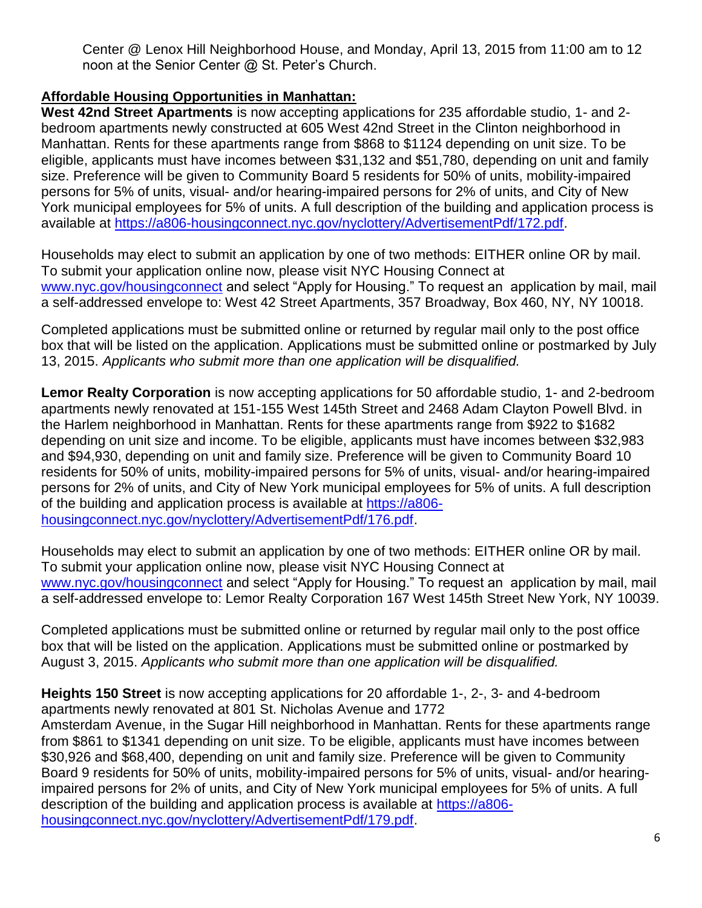Center @ Lenox Hill Neighborhood House, and Monday, April 13, 2015 from 11:00 am to 12 noon at the Senior Center @ St. Peter's Church.

## Affordable Housing Opportunities in Manhattan:

**West 42nd Street Apartments** is now accepting applications for 235 affordable studio, 1- and 2-bedroom apartments newly constructed at 605 West 42nd Street in the Clinton neighborhood in Manhattan. Rents for these apartments range from $868 to $1124 depending on unit size. To be eligible, applicants must have incomes between $31,132 and $51,780, depending on unit and family size. Preference will be given to Community Board 5 residents for 50% of units, mobility-impaired persons for 5% of units, visual- and/or hearing-impaired persons for 2% of units, and City of New York municipal employees for 5% of units. A full description of the building and application process is available at https://a806-housingconnect.nyc.gov/nyclottery/AdvertisementPdf/172.pdf.

Households may elect to submit an application by one of two methods: EITHER online OR by mail. To submit your application online now, please visit NYC Housing Connect at www.nyc.gov/housingconnect and select "Apply for Housing." To request an application by mail, mail a self-addressed envelope to: West 42 Street Apartments, 357 Broadway, Box 460, NY, NY 10018.

Completed applications must be submitted online or returned by regular mail only to the post office box that will be listed on the application. Applications must be submitted online or postmarked by July 13, 2015. *Applicants who submit more than one application will be disqualified.*

**Lemor Realty Corporation** is now accepting applications for 50 affordable studio, 1- and 2-bedroom apartments newly renovated at 151-155 West 145th Street and 2468 Adam Clayton Powell Blvd. in the Harlem neighborhood in Manhattan. Rents for these apartments range from $922 to $1682 depending on unit size and income. To be eligible, applicants must have incomes between $32,983 and $94,930, depending on unit and family size. Preference will be given to Community Board 10 residents for 50% of units, mobility-impaired persons for 5% of units, visual- and/or hearing-impaired persons for 2% of units, and City of New York municipal employees for 5% of units. A full description of the building and application process is available at https://a806-housingconnect.nyc.gov/nyclottery/AdvertisementPdf/176.pdf.

Households may elect to submit an application by one of two methods: EITHER online OR by mail. To submit your application online now, please visit NYC Housing Connect at www.nyc.gov/housingconnect and select "Apply for Housing." To request an application by mail, mail a self-addressed envelope to: Lemor Realty Corporation 167 West 145th Street New York, NY 10039.

Completed applications must be submitted online or returned by regular mail only to the post office box that will be listed on the application. Applications must be submitted online or postmarked by August 3, 2015. *Applicants who submit more than one application will be disqualified.*

**Heights 150 Street** is now accepting applications for 20 affordable 1-, 2-, 3- and 4-bedroom apartments newly renovated at 801 St. Nicholas Avenue and 1772 Amsterdam Avenue, in the Sugar Hill neighborhood in Manhattan. Rents for these apartments range from $861 to $1341 depending on unit size. To be eligible, applicants must have incomes between $30,926 and $68,400, depending on unit and family size. Preference will be given to Community Board 9 residents for 50% of units, mobility-impaired persons for 5% of units, visual- and/or hearing-impaired persons for 2% of units, and City of New York municipal employees for 5% of units. A full description of the building and application process is available at https://a806-housingconnect.nyc.gov/nyclottery/AdvertisementPdf/179.pdf.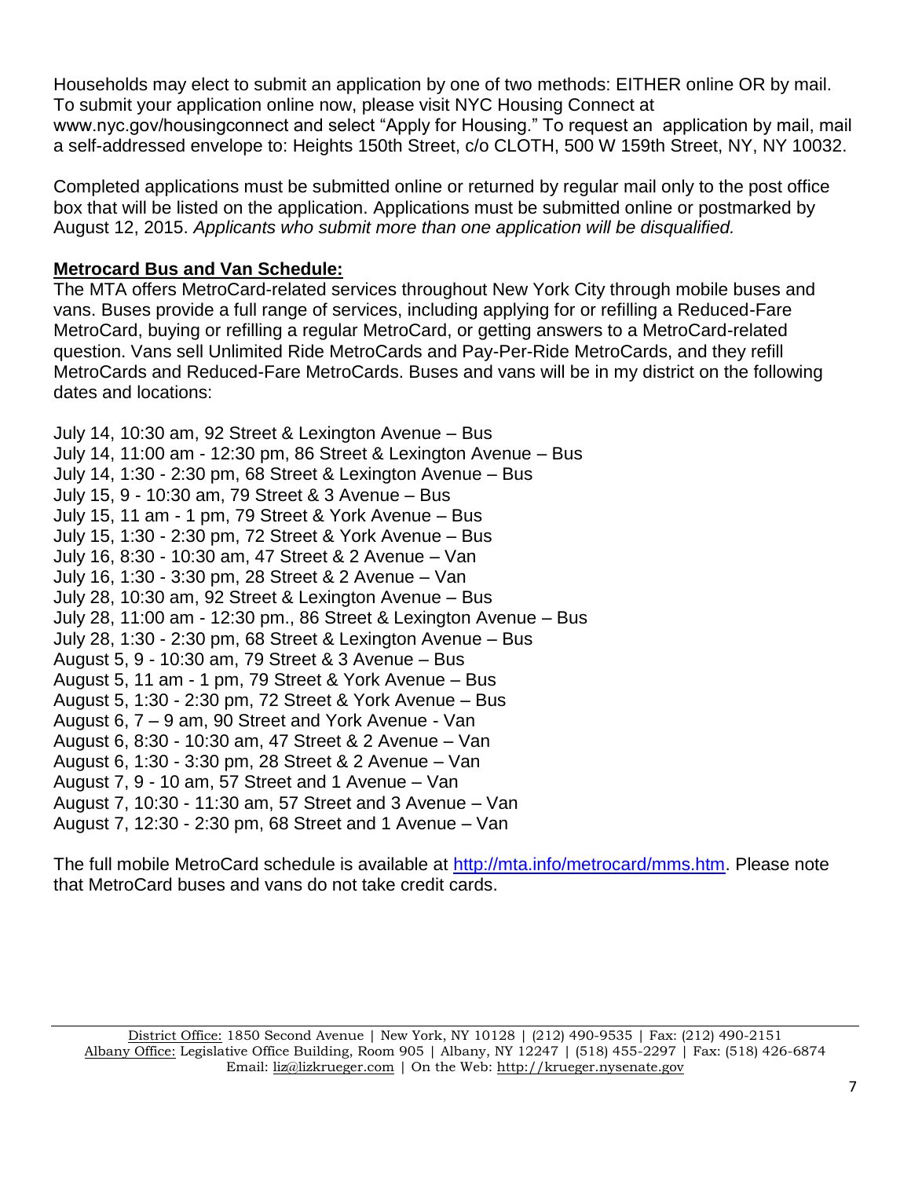Households may elect to submit an application by one of two methods: EITHER online OR by mail. To submit your application online now, please visit NYC Housing Connect at www.nyc.gov/housingconnect and select "Apply for Housing." To request an application by mail, mail a self-addressed envelope to: Heights 150th Street, c/o CLOTH, 500 W 159th Street, NY, NY 10032.

Completed applications must be submitted online or returned by regular mail only to the post office box that will be listed on the application. Applications must be submitted online or postmarked by August 12, 2015. *Applicants who submit more than one application will be disqualified.*

**Metrocard Bus and Van Schedule:**

The MTA offers MetroCard-related services throughout New York City through mobile buses and vans. Buses provide a full range of services, including applying for or refilling a Reduced-Fare MetroCard, buying or refilling a regular MetroCard, or getting answers to a MetroCard-related question. Vans sell Unlimited Ride MetroCards and Pay-Per-Ride MetroCards, and they refill MetroCards and Reduced-Fare MetroCards. Buses and vans will be in my district on the following dates and locations:

July 14, 10:30 am, 92 Street & Lexington Avenue – Bus
July 14, 11:00 am - 12:30 pm, 86 Street & Lexington Avenue – Bus
July 14, 1:30 - 2:30 pm, 68 Street & Lexington Avenue – Bus
July 15, 9 - 10:30 am, 79 Street & 3 Avenue – Bus
July 15, 11 am - 1 pm, 79 Street & York Avenue – Bus
July 15, 1:30 - 2:30 pm, 72 Street & York Avenue – Bus
July 16, 8:30 - 10:30 am, 47 Street & 2 Avenue – Van
July 16, 1:30 - 3:30 pm, 28 Street & 2 Avenue – Van
July 28, 10:30 am, 92 Street & Lexington Avenue – Bus
July 28, 11:00 am - 12:30 pm., 86 Street & Lexington Avenue – Bus
July 28, 1:30 - 2:30 pm, 68 Street & Lexington Avenue – Bus
August 5, 9 - 10:30 am, 79 Street & 3 Avenue – Bus
August 5, 11 am - 1 pm, 79 Street & York Avenue – Bus
August 5, 1:30 - 2:30 pm, 72 Street & York Avenue – Bus
August 6, 7 – 9 am, 90 Street and York Avenue - Van
August 6, 8:30 - 10:30 am, 47 Street & 2 Avenue – Van
August 6, 1:30 - 3:30 pm, 28 Street & 2 Avenue – Van
August 7, 9 - 10 am, 57 Street and 1 Avenue – Van
August 7, 10:30 - 11:30 am, 57 Street and 3 Avenue – Van
August 7, 12:30 - 2:30 pm, 68 Street and 1 Avenue – Van

The full mobile MetroCard schedule is available at http://mta.info/metrocard/mms.htm. Please note that MetroCard buses and vans do not take credit cards.

District Office: 1850 Second Avenue | New York, NY 10128 | (212) 490-9535 | Fax: (212) 490-2151
Albany Office: Legislative Office Building, Room 905 | Albany, NY 12247 | (518) 455-2297 | Fax: (518) 426-6874
Email: liz@lizkrueger.com | On the Web: http://krueger.nysenate.gov